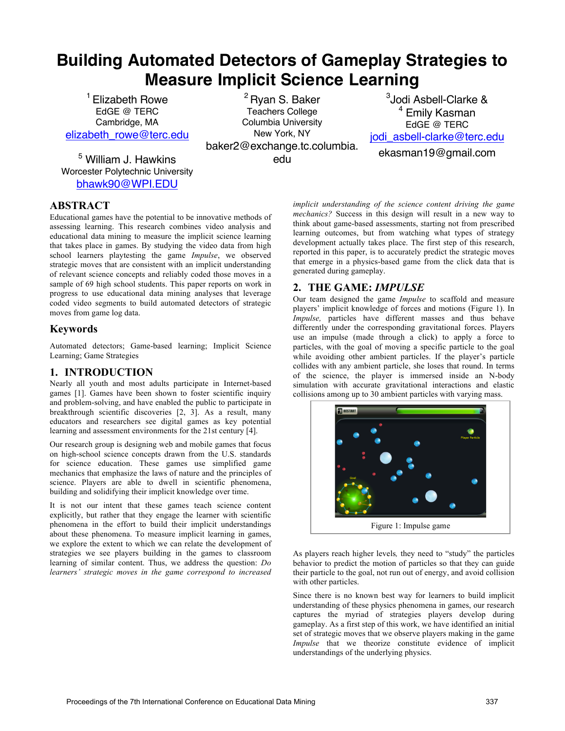# Building Automated Detectors of Gameplay Strategies to Measure Implicit Science Learning

[1] Elizabeth Rowe
EdGE @ TERC
Cambridge, MA
elizabeth_rowe@terc.edu

[2] Ryan S. Baker
Teachers College
Columbia University
New York, NY
baker2@exchange.tc.columbia.edu

[3] Jodi Asbell-Clarke & [4] Emily Kasman
EdGE @ TERC
jodi_asbell-clarke@terc.edu
ekasman19@gmail.com

[5] William J. Hawkins
Worcester Polytechnic University
bhawk90@WPI.EDU

## ABSTRACT

Educational games have the potential to be innovative methods of assessing learning. This research combines video analysis and educational data mining to measure the implicit science learning that takes place in games. By studying the video data from high school learners playtesting the game *Impulse*, we observed strategic moves that are consistent with an implicit understanding of relevant science concepts and reliably coded those moves in a sample of 69 high school students. This paper reports on work in progress to use educational data mining analyses that leverage coded video segments to build automated detectors of strategic moves from game log data.

## Keywords

Automated detectors; Game-based learning; Implicit Science Learning; Game Strategies

## 1. INTRODUCTION

Nearly all youth and most adults participate in Internet-based games [1]. Games have been shown to foster scientific inquiry and problem-solving, and have enabled the public to participate in breakthrough scientific discoveries [2, 3]. As a result, many educators and researchers see digital games as key potential learning and assessment environments for the 21st century [4].

Our research group is designing web and mobile games that focus on high-school science concepts drawn from the U.S. standards for science education. These games use simplified game mechanics that emphasize the laws of nature and the principles of science. Players are able to dwell in scientific phenomena, building and solidifying their implicit knowledge over time.

It is not our intent that these games teach science content explicitly, but rather that they engage the learner with scientific phenomena in the effort to build their implicit understandings about these phenomena. To measure implicit learning in games, we explore the extent to which we can relate the development of strategies we see players building in the games to classroom learning of similar content. Thus, we address the question: *Do learners' strategic moves in the game correspond to increased implicit understanding of the science content driving the game mechanics?* Success in this design will result in a new way to think about game-based assessments, starting not from prescribed learning outcomes, but from watching what types of strategy development actually takes place. The first step of this research, reported in this paper, is to accurately predict the strategic moves that emerge in a physics-based game from the click data that is generated during gameplay.

## 2. THE GAME: *IMPULSE*

Our team designed the game *Impulse* to scaffold and measure players' implicit knowledge of forces and motions (Figure 1). In *Impulse,* particles have different masses and thus behave differently under the corresponding gravitational forces. Players use an impulse (made through a click) to apply a force to particles, with the goal of moving a specific particle to the goal while avoiding other ambient particles. If the player's particle collides with any ambient particle, she loses that round. In terms of the science, the player is immersed inside an N-body simulation with accurate gravitational interactions and elastic collisions among up to 30 ambient particles with varying mass.

Figure 1: Impulse game

As players reach higher levels*,* they need to "study" the particles behavior to predict the motion of particles so that they can guide their particle to the goal, not run out of energy, and avoid collision with other particles.

Since there is no known best way for learners to build implicit understanding of these physics phenomena in games, our research captures the myriad of strategies players develop during gameplay. As a first step of this work, we have identified an initial set of strategic moves that we observe players making in the game *Impulse* that we theorize constitute evidence of implicit understandings of the underlying physics.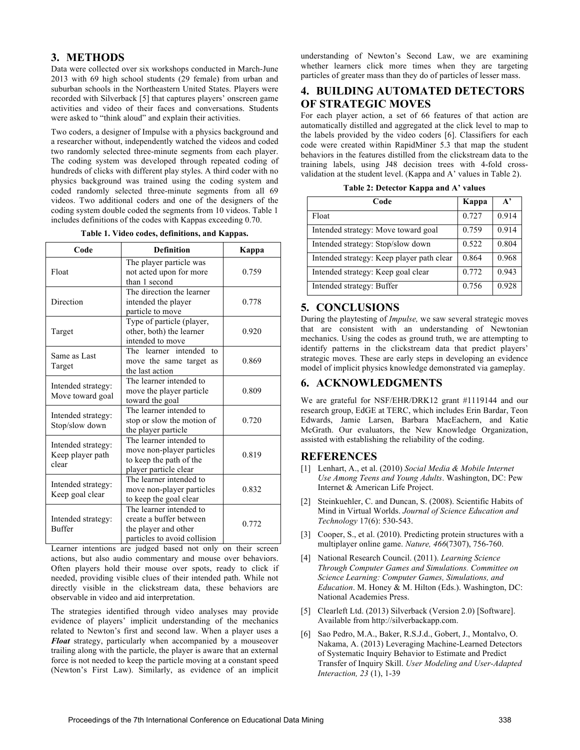## 3. METHODS

Data were collected over six workshops conducted in March-June 2013 with 69 high school students (29 female) from urban and suburban schools in the Northeastern United States. Players were recorded with Silverback [5] that captures players' onscreen game activities and video of their faces and conversations. Students were asked to "think aloud" and explain their activities.

Two coders, a designer of Impulse with a physics background and a researcher without, independently watched the videos and coded two randomly selected three-minute segments from each player. The coding system was developed through repeated coding of hundreds of clicks with different play styles. A third coder with no physics background was trained using the coding system and coded randomly selected three-minute segments from all 69 videos. Two additional coders and one of the designers of the coding system double coded the segments from 10 videos. Table 1 includes definitions of the codes with Kappas exceeding 0.70.

**Table 1. Video codes, definitions, and Kappas.**

| Code | Definition | Kappa |
|---|---|---|
| Float | The player particle was not acted upon for more than 1 second | 0.759 |
| Direction | The direction the learner intended the player particle to move | 0.778 |
| Target | Type of particle (player, other, both) the learner intended to move | 0.920 |
| Same as Last Target | The learner intended to move the same target as the last action | 0.869 |
| Intended strategy: Move toward goal | The learner intended to move the player particle toward the goal | 0.809 |
| Intended strategy: Stop/slow down | The learner intended to stop or slow the motion of the player particle | 0.720 |
| Intended strategy: Keep player path clear | The learner intended to move non-player particles to keep the path of the player particle clear | 0.819 |
| Intended strategy: Keep goal clear | The learner intended to move non-player particles to keep the goal clear | 0.832 |
| Intended strategy: Buffer | The learner intended to create a buffer between the player and other particles to avoid collision | 0.772 |

Learner intentions are judged based not only on their screen actions, but also audio commentary and mouse over behaviors. Often players hold their mouse over spots, ready to click if needed, providing visible clues of their intended path. While not directly visible in the clickstream data, these behaviors are observable in video and aid interpretation.

The strategies identified through video analyses may provide evidence of players' implicit understanding of the mechanics related to Newton's first and second law. When a player uses a ***Float*** strategy, particularly when accompanied by a mouseover trailing along with the particle, the player is aware that an external force is not needed to keep the particle moving at a constant speed (Newton's First Law). Similarly, as evidence of an implicit understanding of Newton's Second Law, we are examining whether learners click more times when they are targeting particles of greater mass than they do of particles of lesser mass.

## 4. BUILDING AUTOMATED DETECTORS OF STRATEGIC MOVES

For each player action, a set of 66 features of that action are automatically distilled and aggregated at the click level to map to the labels provided by the video coders [6]. Classifiers for each code were created within RapidMiner 5.3 that map the student behaviors in the features distilled from the clickstream data to the training labels, using J48 decision trees with 4-fold cross-validation at the student level. (Kappa and A' values in Table 2).

**Table 2: Detector Kappa and A' values**

| Code | Kappa | A' |
|---|---|---|
| Float | 0.727 | 0.914 |
| Intended strategy: Move toward goal | 0.759 | 0.914 |
| Intended strategy: Stop/slow down | 0.522 | 0.804 |
| Intended strategy: Keep player path clear | 0.864 | 0.968 |
| Intended strategy: Keep goal clear | 0.772 | 0.943 |
| Intended strategy: Buffer | 0.756 | 0.928 |

## 5. CONCLUSIONS

During the playtesting of *Impulse,* we saw several strategic moves that are consistent with an understanding of Newtonian mechanics. Using the codes as ground truth, we are attempting to identify patterns in the clickstream data that predict players' strategic moves. These are early steps in developing an evidence model of implicit physics knowledge demonstrated via gameplay.

## 6. ACKNOWLEDGMENTS

We are grateful for NSF/EHR/DRK12 grant #1119144 and our research group, EdGE at TERC, which includes Erin Bardar, Teon Edwards, Jamie Larsen, Barbara MacEachern, and Katie McGrath. Our evaluators, the New Knowledge Organization, assisted with establishing the reliability of the coding.

## REFERENCES

[1] Lenhart, A., et al. (2010) *Social Media & Mobile Internet Use Among Teens and Young Adults*. Washington, DC: Pew Internet & American Life Project.

[2] Steinkuehler, C. and Duncan, S. (2008). Scientific Habits of Mind in Virtual Worlds. *Journal of Science Education and Technology* 17(6): 530-543.

[3] Cooper, S., et al. (2010). Predicting protein structures with a multiplayer online game. *Nature, 466*(7307), 756-760.

[4] National Research Council. (2011). *Learning Science Through Computer Games and Simulations. Committee on Science Learning: Computer Games, Simulations, and Education*. M. Honey & M. Hilton (Eds.). Washington, DC: National Academies Press.

[5] Clearleft Ltd. (2013) Silverback (Version 2.0) [Software]. Available from http://silverbackapp.com.

[6] Sao Pedro, M.A., Baker, R.S.J.d., Gobert, J., Montalvo, O. Nakama, A. (2013) Leveraging Machine-Learned Detectors of Systematic Inquiry Behavior to Estimate and Predict Transfer of Inquiry Skill. *User Modeling and User-Adapted Interaction, 23* (1), 1-39